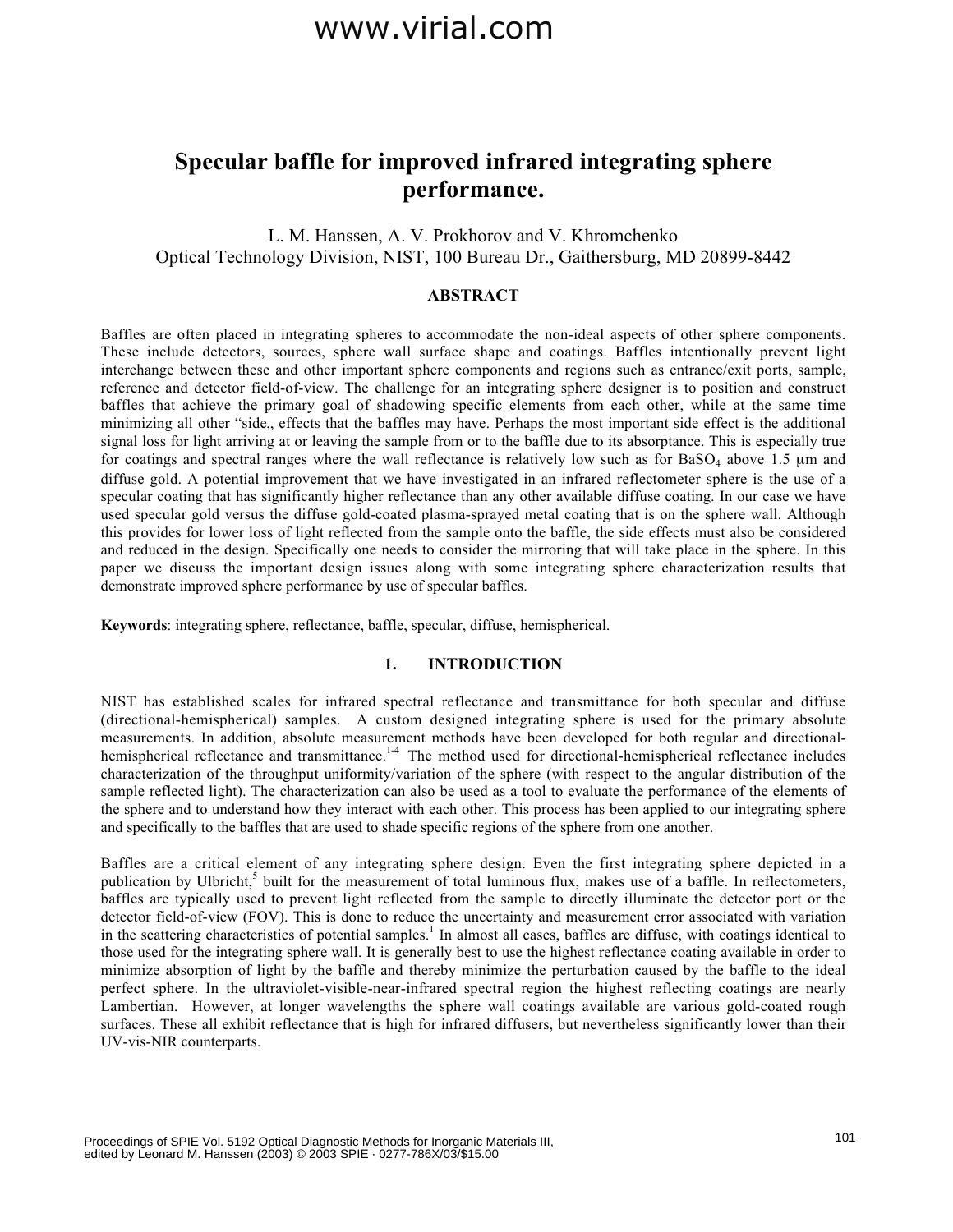# Specular baffle for improved infrared integrating sphere performance.

L. M. Hanssen, A. V. Prokhorov and V. Khromchenko
Optical Technology Division, NIST, 100 Bureau Dr., Gaithersburg, MD 20899-8442

## ABSTRACT

Baffles are often placed in integrating spheres to accommodate the non-ideal aspects of other sphere components. These include detectors, sources, sphere wall surface shape and coatings. Baffles intentionally prevent light interchange between these and other important sphere components and regions such as entrance/exit ports, sample, reference and detector field-of-view. The challenge for an integrating sphere designer is to position and construct baffles that achieve the primary goal of shadowing specific elements from each other, while at the same time minimizing all other "side„ effects that the baffles may have. Perhaps the most important side effect is the additional signal loss for light arriving at or leaving the sample from or to the baffle due to its absorptance. This is especially true for coatings and spectral ranges where the wall reflectance is relatively low such as for $BaSO_4$ above 1.5 μm and diffuse gold. A potential improvement that we have investigated in an infrared reflectometer sphere is the use of a specular coating that has significantly higher reflectance than any other available diffuse coating. In our case we have used specular gold versus the diffuse gold-coated plasma-sprayed metal coating that is on the sphere wall. Although this provides for lower loss of light reflected from the sample onto the baffle, the side effects must also be considered and reduced in the design. Specifically one needs to consider the mirroring that will take place in the sphere. In this paper we discuss the important design issues along with some integrating sphere characterization results that demonstrate improved sphere performance by use of specular baffles.

**Keywords**: integrating sphere, reflectance, baffle, specular, diffuse, hemispherical.

## 1. INTRODUCTION

NIST has established scales for infrared spectral reflectance and transmittance for both specular and diffuse (directional-hemispherical) samples. A custom designed integrating sphere is used for the primary absolute measurements. In addition, absolute measurement methods have been developed for both regular and directional-hemispherical reflectance and transmittance.[1-4] The method used for directional-hemispherical reflectance includes characterization of the throughput uniformity/variation of the sphere (with respect to the angular distribution of the sample reflected light). The characterization can also be used as a tool to evaluate the performance of the elements of the sphere and to understand how they interact with each other. This process has been applied to our integrating sphere and specifically to the baffles that are used to shade specific regions of the sphere from one another.

Baffles are a critical element of any integrating sphere design. Even the first integrating sphere depicted in a publication by Ulbricht,[5] built for the measurement of total luminous flux, makes use of a baffle. In reflectometers, baffles are typically used to prevent light reflected from the sample to directly illuminate the detector port or the detector field-of-view (FOV). This is done to reduce the uncertainty and measurement error associated with variation in the scattering characteristics of potential samples.[1] In almost all cases, baffles are diffuse, with coatings identical to those used for the integrating sphere wall. It is generally best to use the highest reflectance coating available in order to minimize absorption of light by the baffle and thereby minimize the perturbation caused by the baffle to the ideal perfect sphere. In the ultraviolet-visible-near-infrared spectral region the highest reflecting coatings are nearly Lambertian. However, at longer wavelengths the sphere wall coatings available are various gold-coated rough surfaces. These all exhibit reflectance that is high for infrared diffusers, but nevertheless significantly lower than their UV-vis-NIR counterparts.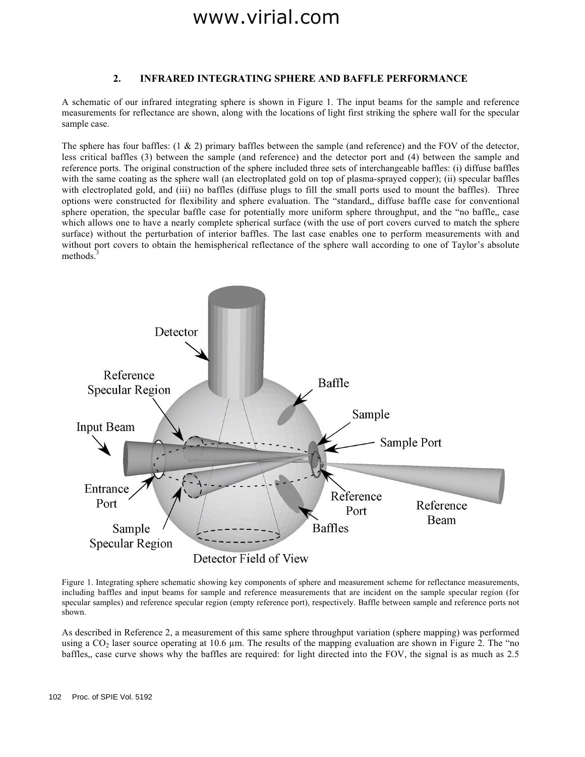## 2. INFRARED INTEGRATING SPHERE AND BAFFLE PERFORMANCE

A schematic of our infrared integrating sphere is shown in Figure 1. The input beams for the sample and reference measurements for reflectance are shown, along with the locations of light first striking the sphere wall for the specular sample case.

The sphere has four baffles: (1 & 2) primary baffles between the sample (and reference) and the FOV of the detector, less critical baffles (3) between the sample (and reference) and the detector port and (4) between the sample and reference ports. The original construction of the sphere included three sets of interchangeable baffles: (i) diffuse baffles with the same coating as the sphere wall (an electroplated gold on top of plasma-sprayed copper); (ii) specular baffles with electroplated gold, and (iii) no baffles (diffuse plugs to fill the small ports used to mount the baffles). Three options were constructed for flexibility and sphere evaluation. The "standard" diffuse baffle case for conventional sphere operation, the specular baffle case for potentially more uniform sphere throughput, and the "no baffle" case which allows one to have a nearly complete spherical surface (with the use of port covers curved to match the sphere surface) without the perturbation of interior baffles. The last case enables one to perform measurements with and without port covers to obtain the hemispherical reflectance of the sphere wall according to one of Taylor's absolute methods.[3]

Figure 1. Integrating sphere schematic showing key components of sphere and measurement scheme for reflectance measurements, including baffles and input beams for sample and reference measurements that are incident on the sample specular region (for specular samples) and reference specular region (empty reference port), respectively. Baffle between sample and reference ports not shown.

As described in Reference 2, a measurement of this same sphere throughput variation (sphere mapping) was performed using a $CO_2$ laser source operating at 10.6 µm. The results of the mapping evaluation are shown in Figure 2. The "no baffles" case curve shows why the baffles are required: for light directed into the FOV, the signal is as much as 2.5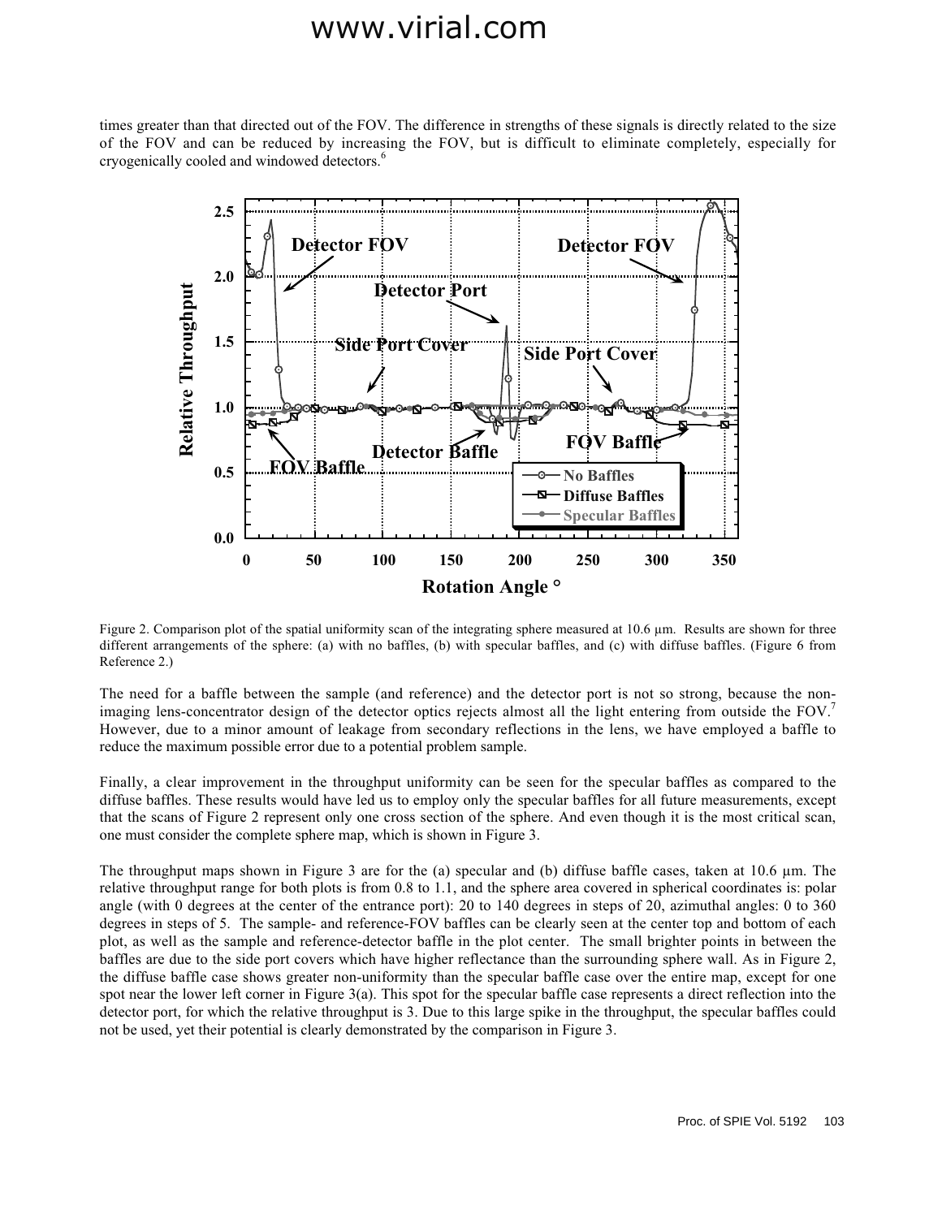times greater than that directed out of the FOV. The difference in strengths of these signals is directly related to the size of the FOV and can be reduced by increasing the FOV, but is difficult to eliminate completely, especially for cryogenically cooled and windowed detectors.[6]

Figure 2. Comparison plot of the spatial uniformity scan of the integrating sphere measured at 10.6 µm. Results are shown for three different arrangements of the sphere: (a) with no baffles, (b) with specular baffles, and (c) with diffuse baffles. (Figure 6 from Reference 2.)

The need for a baffle between the sample (and reference) and the detector port is not so strong, because the non-imaging lens-concentrator design of the detector optics rejects almost all the light entering from outside the FOV.[7] However, due to a minor amount of leakage from secondary reflections in the lens, we have employed a baffle to reduce the maximum possible error due to a potential problem sample.

Finally, a clear improvement in the throughput uniformity can be seen for the specular baffles as compared to the diffuse baffles. These results would have led us to employ only the specular baffles for all future measurements, except that the scans of Figure 2 represent only one cross section of the sphere. And even though it is the most critical scan, one must consider the complete sphere map, which is shown in Figure 3.

The throughput maps shown in Figure 3 are for the (a) specular and (b) diffuse baffle cases, taken at 10.6 µm. The relative throughput range for both plots is from 0.8 to 1.1, and the sphere area covered in spherical coordinates is: polar angle (with 0 degrees at the center of the entrance port): 20 to 140 degrees in steps of 20, azimuthal angles: 0 to 360 degrees in steps of 5. The sample- and reference-FOV baffles can be clearly seen at the center top and bottom of each plot, as well as the sample and reference-detector baffle in the plot center. The small brighter points in between the baffles are due to the side port covers which have higher reflectance than the surrounding sphere wall. As in Figure 2, the diffuse baffle case shows greater non-uniformity than the specular baffle case over the entire map, except for one spot near the lower left corner in Figure 3(a). This spot for the specular baffle case represents a direct reflection into the detector port, for which the relative throughput is 3. Due to this large spike in the throughput, the specular baffles could not be used, yet their potential is clearly demonstrated by the comparison in Figure 3.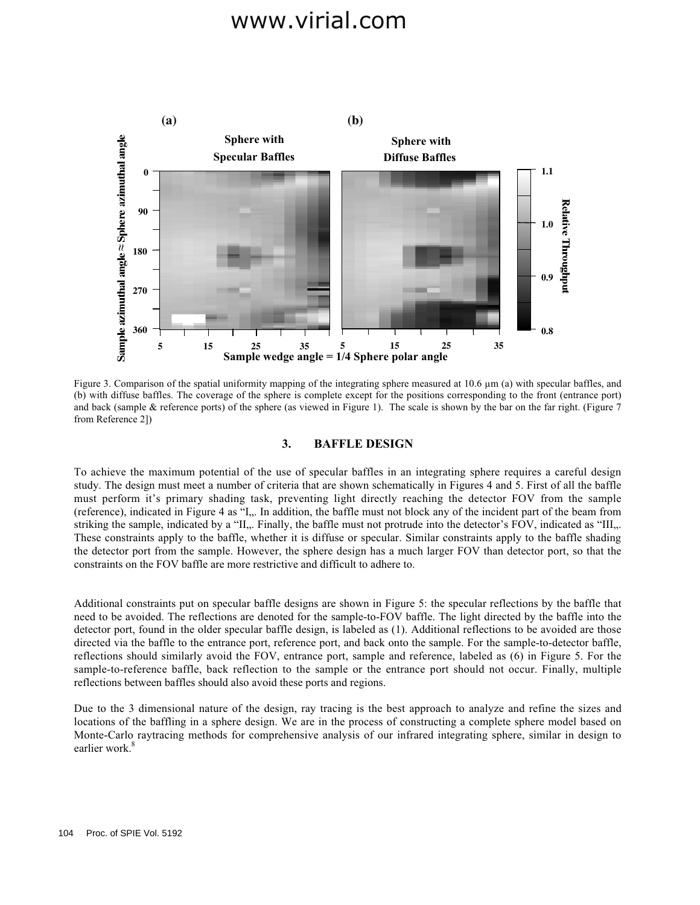Figure 3. Comparison of the spatial uniformity mapping of the integrating sphere measured at 10.6 µm (a) with specular baffles, and (b) with diffuse baffles. The coverage of the sphere is complete except for the positions corresponding to the front (entrance port) and back (sample & reference ports) of the sphere (as viewed in Figure 1). The scale is shown by the bar on the far right. (Figure 7 from Reference 2])

## 3. BAFFLE DESIGN

To achieve the maximum potential of the use of specular baffles in an integrating sphere requires a careful design study. The design must meet a number of criteria that are shown schematically in Figures 4 and 5. First of all the baffle must perform it's primary shading task, preventing light directly reaching the detector FOV from the sample (reference), indicated in Figure 4 as "I„. In addition, the baffle must not block any of the incident part of the beam from striking the sample, indicated by a "II„. Finally, the baffle must not protrude into the detector's FOV, indicated as "III„. These constraints apply to the baffle, whether it is diffuse or specular. Similar constraints apply to the baffle shading the detector port from the sample. However, the sphere design has a much larger FOV than detector port, so that the constraints on the FOV baffle are more restrictive and difficult to adhere to.

Additional constraints put on specular baffle designs are shown in Figure 5: the specular reflections by the baffle that need to be avoided. The reflections are denoted for the sample-to-FOV baffle. The light directed by the baffle into the detector port, found in the older specular baffle design, is labeled as (1). Additional reflections to be avoided are those directed via the baffle to the entrance port, reference port, and back onto the sample. For the sample-to-detector baffle, reflections should similarly avoid the FOV, entrance port, sample and reference, labeled as (6) in Figure 5. For the sample-to-reference baffle, back reflection to the sample or the entrance port should not occur. Finally, multiple reflections between baffles should also avoid these ports and regions.

Due to the 3 dimensional nature of the design, ray tracing is the best approach to analyze and refine the sizes and locations of the baffling in a sphere design. We are in the process of constructing a complete sphere model based on Monte-Carlo raytracing methods for comprehensive analysis of our infrared integrating sphere, similar in design to earlier work.[8]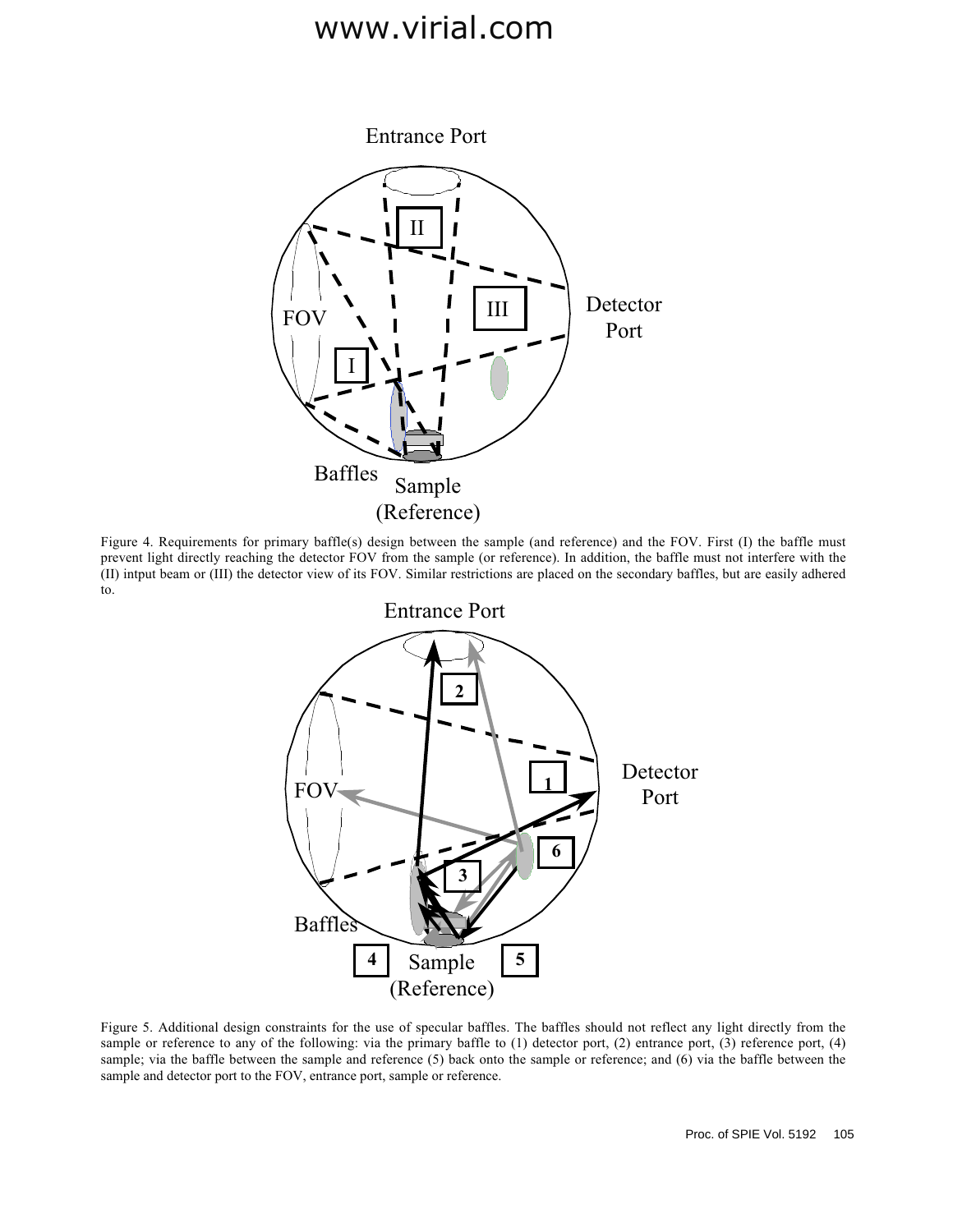Figure 4. Requirements for primary baffle(s) design between the sample (and reference) and the FOV. First (I) the baffle must prevent light directly reaching the detector FOV from the sample (or reference). In addition, the baffle must not interfere with the (II) intput beam or (III) the detector view of its FOV. Similar restrictions are placed on the secondary baffles, but are easily adhered to.

Figure 5. Additional design constraints for the use of specular baffles. The baffles should not reflect any light directly from the sample or reference to any of the following: via the primary baffle to (1) detector port, (2) entrance port, (3) reference port, (4) sample; via the baffle between the sample and reference (5) back onto the sample or reference; and (6) via the baffle between the sample and detector port to the FOV, entrance port, sample or reference.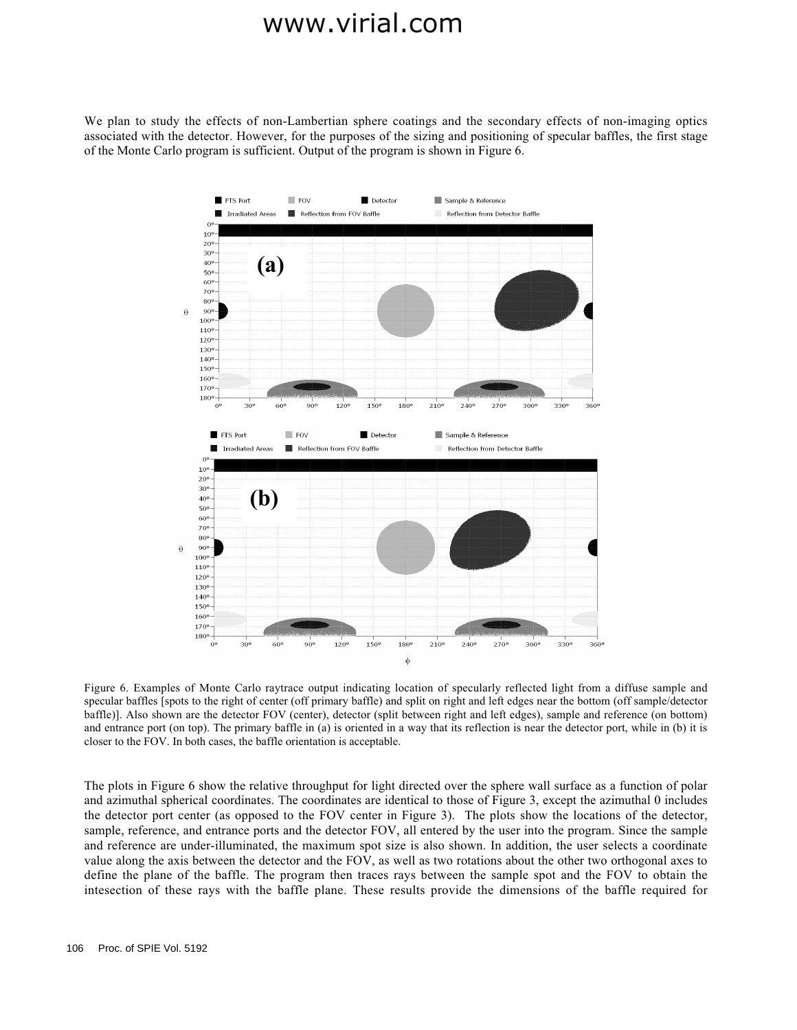We plan to study the effects of non-Lambertian sphere coatings and the secondary effects of non-imaging optics associated with the detector. However, for the purposes of the sizing and positioning of specular baffles, the first stage of the Monte Carlo program is sufficient. Output of the program is shown in Figure 6.

Figure 6. Examples of Monte Carlo raytrace output indicating location of specularly reflected light from a diffuse sample and specular baffles [spots to the right of center (off primary baffle) and split on right and left edges near the bottom (off sample/detector baffle)]. Also shown are the detector FOV (center), detector (split between right and left edges), sample and reference (on bottom) and entrance port (on top). The primary baffle in (a) is oriented in a way that its reflection is near the detector port, while in (b) it is closer to the FOV. In both cases, the baffle orientation is acceptable.

The plots in Figure 6 show the relative throughput for light directed over the sphere wall surface as a function of polar and azimuthal spherical coordinates. The coordinates are identical to those of Figure 3, except the azimuthal 0 includes the detector port center (as opposed to the FOV center in Figure 3). The plots show the locations of the detector, sample, reference, and entrance ports and the detector FOV, all entered by the user into the program. Since the sample and reference are under-illuminated, the maximum spot size is also shown. In addition, the user selects a coordinate value along the axis between the detector and the FOV, as well as two rotations about the other two orthogonal axes to define the plane of the baffle. The program then traces rays between the sample spot and the FOV to obtain the intesection of these rays with the baffle plane. These results provide the dimensions of the baffle required for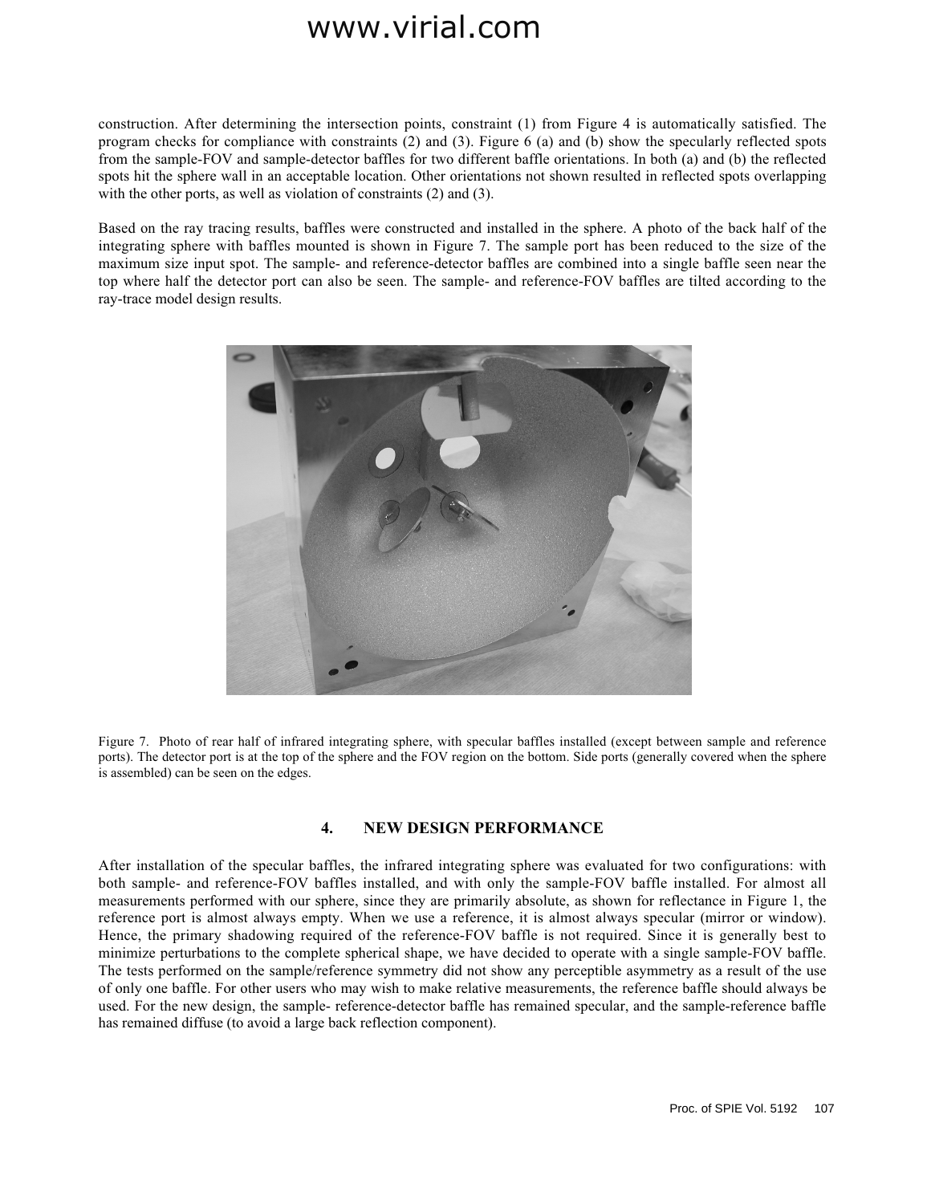construction. After determining the intersection points, constraint (1) from Figure 4 is automatically satisfied. The program checks for compliance with constraints (2) and (3). Figure 6 (a) and (b) show the specularly reflected spots from the sample-FOV and sample-detector baffles for two different baffle orientations. In both (a) and (b) the reflected spots hit the sphere wall in an acceptable location. Other orientations not shown resulted in reflected spots overlapping with the other ports, as well as violation of constraints (2) and (3).

Based on the ray tracing results, baffles were constructed and installed in the sphere. A photo of the back half of the integrating sphere with baffles mounted is shown in Figure 7. The sample port has been reduced to the size of the maximum size input spot. The sample- and reference-detector baffles are combined into a single baffle seen near the top where half the detector port can also be seen. The sample- and reference-FOV baffles are tilted according to the ray-trace model design results.

Figure 7. Photo of rear half of infrared integrating sphere, with specular baffles installed (except between sample and reference ports). The detector port is at the top of the sphere and the FOV region on the bottom. Side ports (generally covered when the sphere is assembled) can be seen on the edges.

## 4. NEW DESIGN PERFORMANCE

After installation of the specular baffles, the infrared integrating sphere was evaluated for two configurations: with both sample- and reference-FOV baffles installed, and with only the sample-FOV baffle installed. For almost all measurements performed with our sphere, since they are primarily absolute, as shown for reflectance in Figure 1, the reference port is almost always empty. When we use a reference, it is almost always specular (mirror or window). Hence, the primary shadowing required of the reference-FOV baffle is not required. Since it is generally best to minimize perturbations to the complete spherical shape, we have decided to operate with a single sample-FOV baffle. The tests performed on the sample/reference symmetry did not show any perceptible asymmetry as a result of the use of only one baffle. For other users who may wish to make relative measurements, the reference baffle should always be used. For the new design, the sample- reference-detector baffle has remained specular, and the sample-reference baffle has remained diffuse (to avoid a large back reflection component).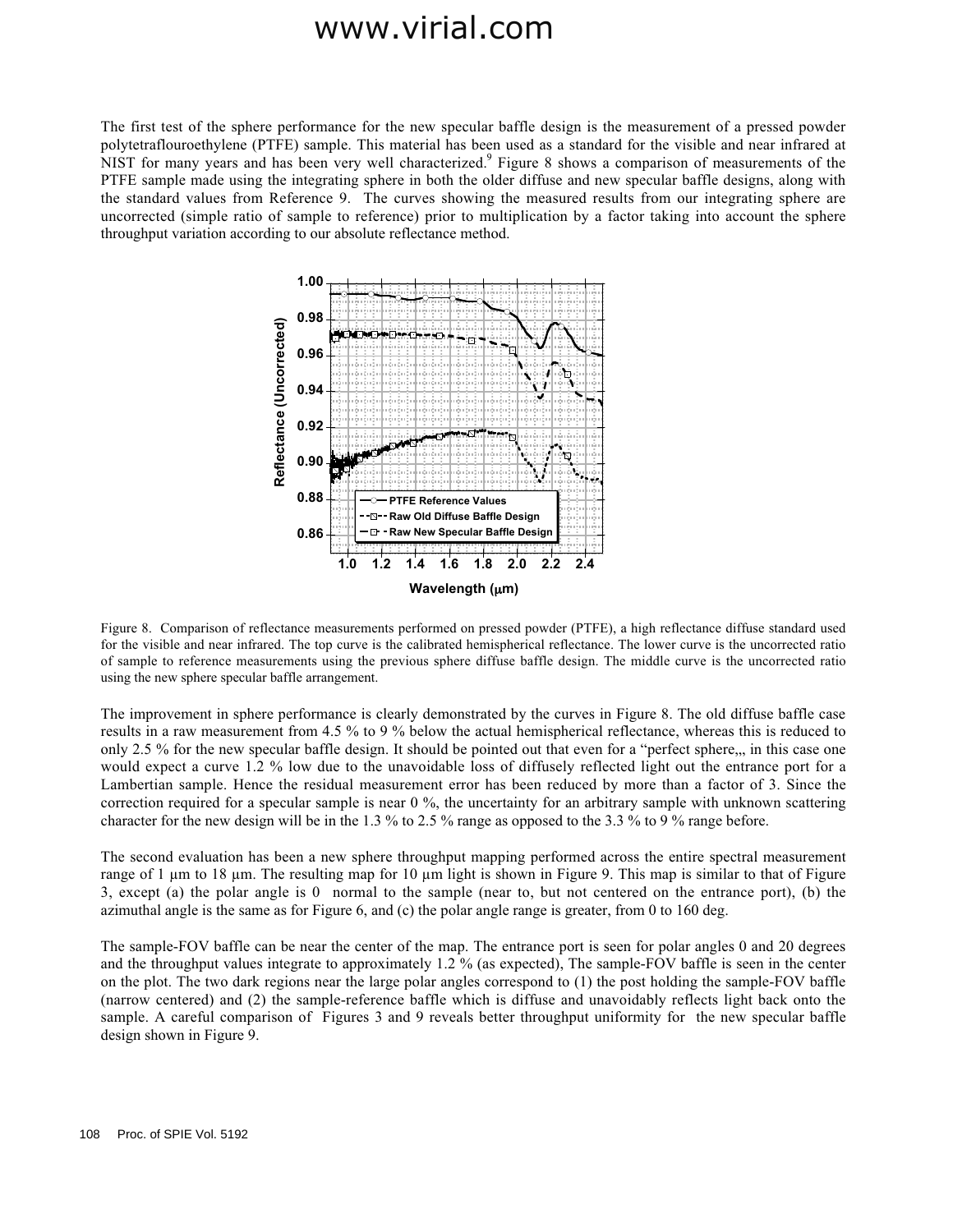The first test of the sphere performance for the new specular baffle design is the measurement of a pressed powder polytetraflouroethylene (PTFE) sample. This material has been used as a standard for the visible and near infrared at NIST for many years and has been very well characterized.[9] Figure 8 shows a comparison of measurements of the PTFE sample made using the integrating sphere in both the older diffuse and new specular baffle designs, along with the standard values from Reference 9. The curves showing the measured results from our integrating sphere are uncorrected (simple ratio of sample to reference) prior to multiplication by a factor taking into account the sphere throughput variation according to our absolute reflectance method.

Figure 8. Comparison of reflectance measurements performed on pressed powder (PTFE), a high reflectance diffuse standard used for the visible and near infrared. The top curve is the calibrated hemispherical reflectance. The lower curve is the uncorrected ratio of sample to reference measurements using the previous sphere diffuse baffle design. The middle curve is the uncorrected ratio using the new sphere specular baffle arrangement.

The improvement in sphere performance is clearly demonstrated by the curves in Figure 8. The old diffuse baffle case results in a raw measurement from 4.5 % to 9 % below the actual hemispherical reflectance, whereas this is reduced to only 2.5 % for the new specular baffle design. It should be pointed out that even for a "perfect sphere,,, in this case one would expect a curve 1.2 % low due to the unavoidable loss of diffusely reflected light out the entrance port for a Lambertian sample. Hence the residual measurement error has been reduced by more than a factor of 3. Since the correction required for a specular sample is near 0 %, the uncertainty for an arbitrary sample with unknown scattering character for the new design will be in the 1.3 % to 2.5 % range as opposed to the 3.3 % to 9 % range before.

The second evaluation has been a new sphere throughput mapping performed across the entire spectral measurement range of 1 µm to 18 µm. The resulting map for 10 µm light is shown in Figure 9. This map is similar to that of Figure 3, except (a) the polar angle is 0 normal to the sample (near to, but not centered on the entrance port), (b) the azimuthal angle is the same as for Figure 6, and (c) the polar angle range is greater, from 0 to 160 deg.

The sample-FOV baffle can be near the center of the map. The entrance port is seen for polar angles 0 and 20 degrees and the throughput values integrate to approximately 1.2 % (as expected), The sample-FOV baffle is seen in the center on the plot. The two dark regions near the large polar angles correspond to (1) the post holding the sample-FOV baffle (narrow centered) and (2) the sample-reference baffle which is diffuse and unavoidably reflects light back onto the sample. A careful comparison of Figures 3 and 9 reveals better throughput uniformity for the new specular baffle design shown in Figure 9.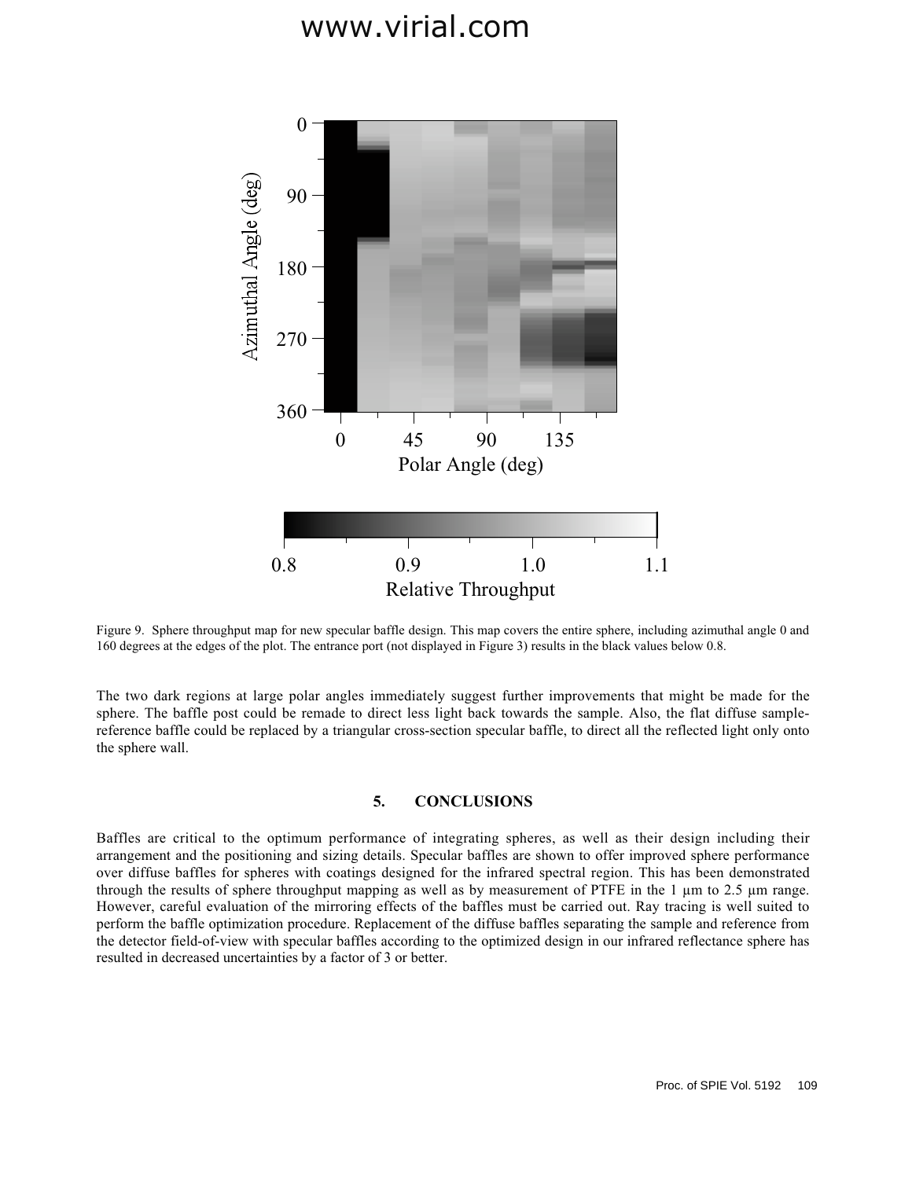Figure 9. Sphere throughput map for new specular baffle design. This map covers the entire sphere, including azimuthal angle 0 and 160 degrees at the edges of the plot. The entrance port (not displayed in Figure 3) results in the black values below 0.8.

The two dark regions at large polar angles immediately suggest further improvements that might be made for the sphere. The baffle post could be remade to direct less light back towards the sample. Also, the flat diffuse sample-reference baffle could be replaced by a triangular cross-section specular baffle, to direct all the reflected light only onto the sphere wall.

## 5. CONCLUSIONS

Baffles are critical to the optimum performance of integrating spheres, as well as their design including their arrangement and the positioning and sizing details. Specular baffles are shown to offer improved sphere performance over diffuse baffles for spheres with coatings designed for the infrared spectral region. This has been demonstrated through the results of sphere throughput mapping as well as by measurement of PTFE in the 1 µm to 2.5 µm range. However, careful evaluation of the mirroring effects of the baffles must be carried out. Ray tracing is well suited to perform the baffle optimization procedure. Replacement of the diffuse baffles separating the sample and reference from the detector field-of-view with specular baffles according to the optimized design in our infrared reflectance sphere has resulted in decreased uncertainties by a factor of 3 or better.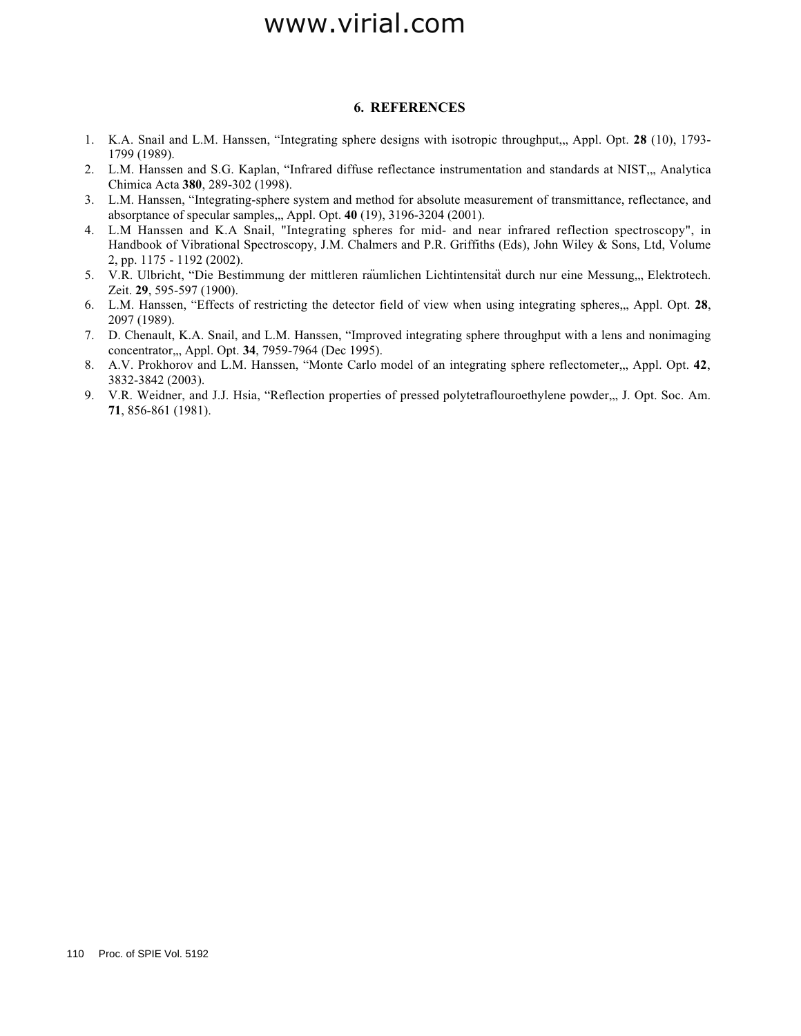## 6. REFERENCES

1. K.A. Snail and L.M. Hanssen, “Integrating sphere designs with isotropic throughput,,, Appl. Opt. **28** (10), 1793-1799 (1989).
2. L.M. Hanssen and S.G. Kaplan, “Infrared diffuse reflectance instrumentation and standards at NIST,,, Analytica Chimica Acta **380**, 289-302 (1998).
3. L.M. Hanssen, “Integrating-sphere system and method for absolute measurement of transmittance, reflectance, and absorptance of specular samples,,, Appl. Opt. **40** (19), 3196-3204 (2001).
4. L.M Hanssen and K.A Snail, "Integrating spheres for mid- and near infrared reflection spectroscopy", in Handbook of Vibrational Spectroscopy, J.M. Chalmers and P.R. Griffiths (Eds), John Wiley & Sons, Ltd, Volume 2, pp. 1175 - 1192 (2002).
5. V.R. Ulbricht, “Die Bestimmung der mittleren raümlichen Lichtintensitaẗ durch nur eine Messung,,, Elektrotech. Zeit. **29**, 595-597 (1900).
6. L.M. Hanssen, “Effects of restricting the detector field of view when using integrating spheres,,, Appl. Opt. **28**, 2097 (1989).
7. D. Chenault, K.A. Snail, and L.M. Hanssen, “Improved integrating sphere throughput with a lens and nonimaging concentrator,,, Appl. Opt. **34**, 7959-7964 (Dec 1995).
8. A.V. Prokhorov and L.M. Hanssen, “Monte Carlo model of an integrating sphere reflectometer,,, Appl. Opt. **42**, 3832-3842 (2003).
9. V.R. Weidner, and J.J. Hsia, “Reflection properties of pressed polytetraflouroethylene powder,,, J. Opt. Soc. Am. **71**, 856-861 (1981).